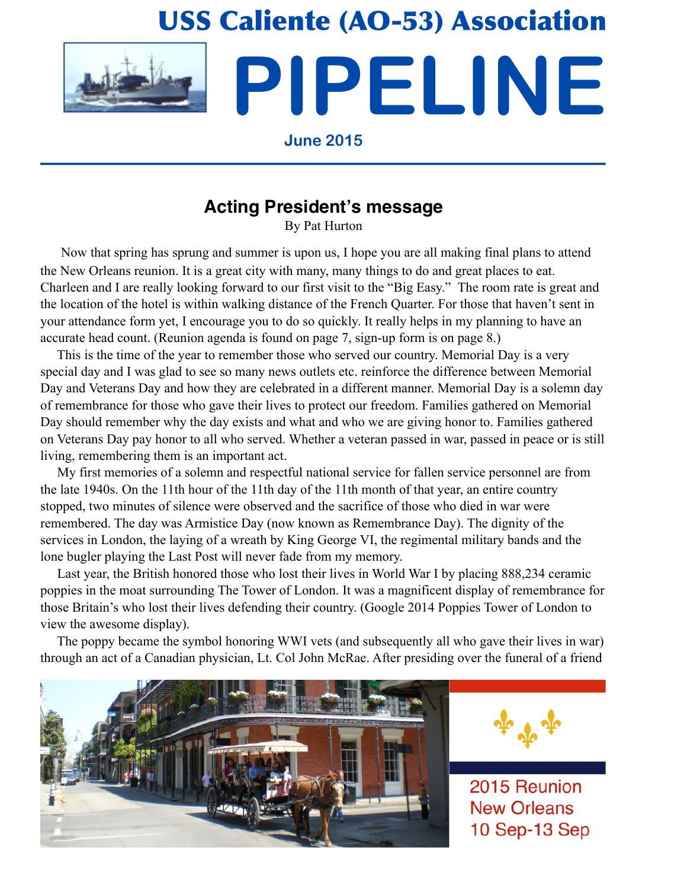# USS Caliente (AO-53) Association

# PIPELINE

**June 2015**

## Acting President's message

By Pat Hurton

Now that spring has sprung and summer is upon us, I hope you are all making final plans to attend the New Orleans reunion. It is a great city with many, many things to do and great places to eat. Charleen and I are really looking forward to our first visit to the "Big Easy." The room rate is great and the location of the hotel is within walking distance of the French Quarter. For those that haven't sent in your attendance form yet, I encourage you to do so quickly. It really helps in my planning to have an accurate head count. (Reunion agenda is found on page 7, sign-up form is on page 8.)

This is the time of the year to remember those who served our country. Memorial Day is a very special day and I was glad to see so many news outlets etc. reinforce the difference between Memorial Day and Veterans Day and how they are celebrated in a different manner. Memorial Day is a solemn day of remembrance for those who gave their lives to protect our freedom. Families gathered on Memorial Day should remember why the day exists and what and who we are giving honor to. Families gathered on Veterans Day pay honor to all who served. Whether a veteran passed in war, passed in peace or is still living, remembering them is an important act.

My first memories of a solemn and respectful national service for fallen service personnel are from the late 1940s. On the 11th hour of the 11th day of the 11th month of that year, an entire country stopped, two minutes of silence were observed and the sacrifice of those who died in war were remembered. The day was Armistice Day (now known as Remembrance Day). The dignity of the services in London, the laying of a wreath by King George VI, the regimental military bands and the lone bugler playing the Last Post will never fade from my memory.

Last year, the British honored those who lost their lives in World War I by placing 888,234 ceramic poppies in the moat surrounding The Tower of London. It was a magnificent display of remembrance for those Britain's who lost their lives defending their country. (Google 2014 Poppies Tower of London to view the awesome display).

The poppy became the symbol honoring WWI vets (and subsequently all who gave their lives in war) through an act of a Canadian physician, Lt. Col John McRae. After presiding over the funeral of a friend

2015 Reunion
New Orleans
10 Sep-13 Sep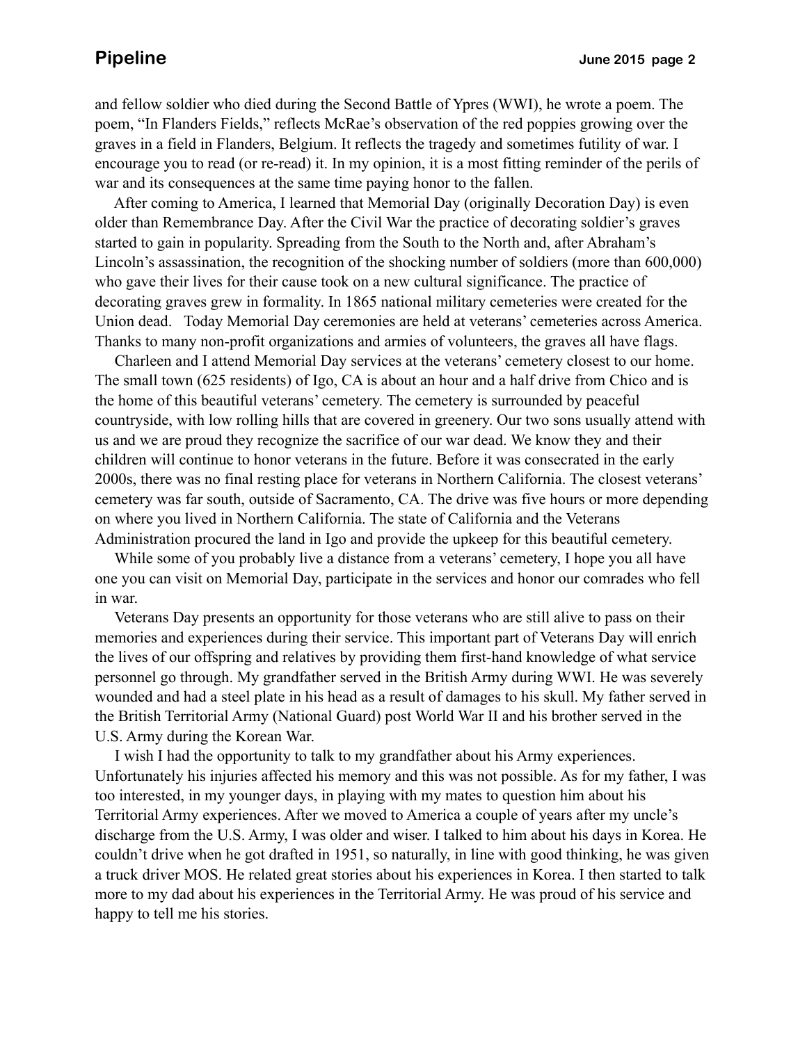and fellow soldier who died during the Second Battle of Ypres (WWI), he wrote a poem. The poem, "In Flanders Fields," reflects McRae's observation of the red poppies growing over the graves in a field in Flanders, Belgium. It reflects the tragedy and sometimes futility of war. I encourage you to read (or re-read) it. In my opinion, it is a most fitting reminder of the perils of war and its consequences at the same time paying honor to the fallen.

After coming to America, I learned that Memorial Day (originally Decoration Day) is even older than Remembrance Day. After the Civil War the practice of decorating soldier's graves started to gain in popularity. Spreading from the South to the North and, after Abraham's Lincoln's assassination, the recognition of the shocking number of soldiers (more than 600,000) who gave their lives for their cause took on a new cultural significance. The practice of decorating graves grew in formality. In 1865 national military cemeteries were created for the Union dead. Today Memorial Day ceremonies are held at veterans' cemeteries across America. Thanks to many non-profit organizations and armies of volunteers, the graves all have flags.

Charleen and I attend Memorial Day services at the veterans' cemetery closest to our home. The small town (625 residents) of Igo, CA is about an hour and a half drive from Chico and is the home of this beautiful veterans' cemetery. The cemetery is surrounded by peaceful countryside, with low rolling hills that are covered in greenery. Our two sons usually attend with us and we are proud they recognize the sacrifice of our war dead. We know they and their children will continue to honor veterans in the future. Before it was consecrated in the early 2000s, there was no final resting place for veterans in Northern California. The closest veterans' cemetery was far south, outside of Sacramento, CA. The drive was five hours or more depending on where you lived in Northern California. The state of California and the Veterans Administration procured the land in Igo and provide the upkeep for this beautiful cemetery.

While some of you probably live a distance from a veterans' cemetery, I hope you all have one you can visit on Memorial Day, participate in the services and honor our comrades who fell in war.

Veterans Day presents an opportunity for those veterans who are still alive to pass on their memories and experiences during their service. This important part of Veterans Day will enrich the lives of our offspring and relatives by providing them first-hand knowledge of what service personnel go through. My grandfather served in the British Army during WWI. He was severely wounded and had a steel plate in his head as a result of damages to his skull. My father served in the British Territorial Army (National Guard) post World War II and his brother served in the U.S. Army during the Korean War.

I wish I had the opportunity to talk to my grandfather about his Army experiences. Unfortunately his injuries affected his memory and this was not possible. As for my father, I was too interested, in my younger days, in playing with my mates to question him about his Territorial Army experiences. After we moved to America a couple of years after my uncle's discharge from the U.S. Army, I was older and wiser. I talked to him about his days in Korea. He couldn't drive when he got drafted in 1951, so naturally, in line with good thinking, he was given a truck driver MOS. He related great stories about his experiences in Korea. I then started to talk more to my dad about his experiences in the Territorial Army. He was proud of his service and happy to tell me his stories.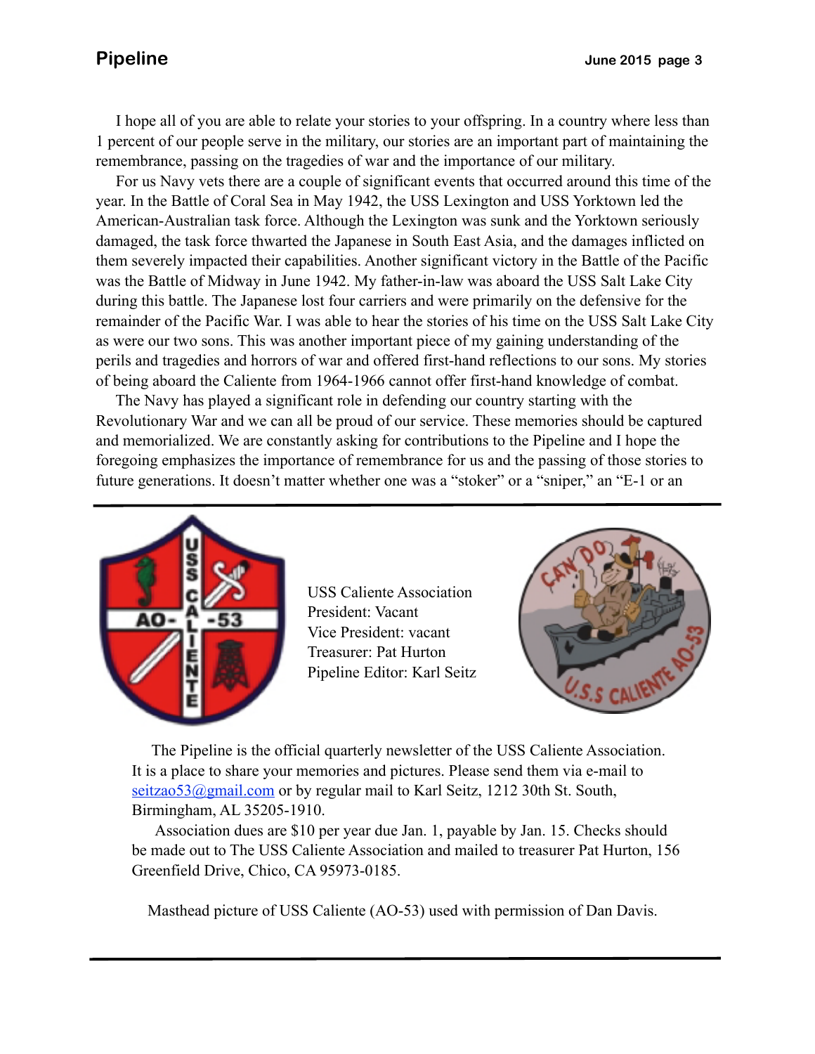I hope all of you are able to relate your stories to your offspring. In a country where less than 1 percent of our people serve in the military, our stories are an important part of maintaining the remembrance, passing on the tragedies of war and the importance of our military.

For us Navy vets there are a couple of significant events that occurred around this time of the year. In the Battle of Coral Sea in May 1942, the USS Lexington and USS Yorktown led the American-Australian task force. Although the Lexington was sunk and the Yorktown seriously damaged, the task force thwarted the Japanese in South East Asia, and the damages inflicted on them severely impacted their capabilities. Another significant victory in the Battle of the Pacific was the Battle of Midway in June 1942. My father-in-law was aboard the USS Salt Lake City during this battle. The Japanese lost four carriers and were primarily on the defensive for the remainder of the Pacific War. I was able to hear the stories of his time on the USS Salt Lake City as were our two sons. This was another important piece of my gaining understanding of the perils and tragedies and horrors of war and offered first-hand reflections to our sons. My stories of being aboard the Caliente from 1964-1966 cannot offer first-hand knowledge of combat.

The Navy has played a significant role in defending our country starting with the Revolutionary War and we can all be proud of our service. These memories should be captured and memorialized. We are constantly asking for contributions to the Pipeline and I hope the foregoing emphasizes the importance of remembrance for us and the passing of those stories to future generations. It doesn't matter whether one was a "stoker" or a "sniper," an "E-1 or an

---

USS Caliente Association
President: Vacant
Vice President: vacant
Treasurer: Pat Hurton
Pipeline Editor: Karl Seitz

The Pipeline is the official quarterly newsletter of the USS Caliente Association. It is a place to share your memories and pictures. Please send them via e-mail to seitzao53@gmail.com or by regular mail to Karl Seitz, 1212 30th St. South, Birmingham, AL 35205-1910.

Association dues are $10 per year due Jan. 1, payable by Jan. 15. Checks should be made out to The USS Caliente Association and mailed to treasurer Pat Hurton, 156 Greenfield Drive, Chico, CA 95973-0185.

Masthead picture of USS Caliente (AO-53) used with permission of Dan Davis.

---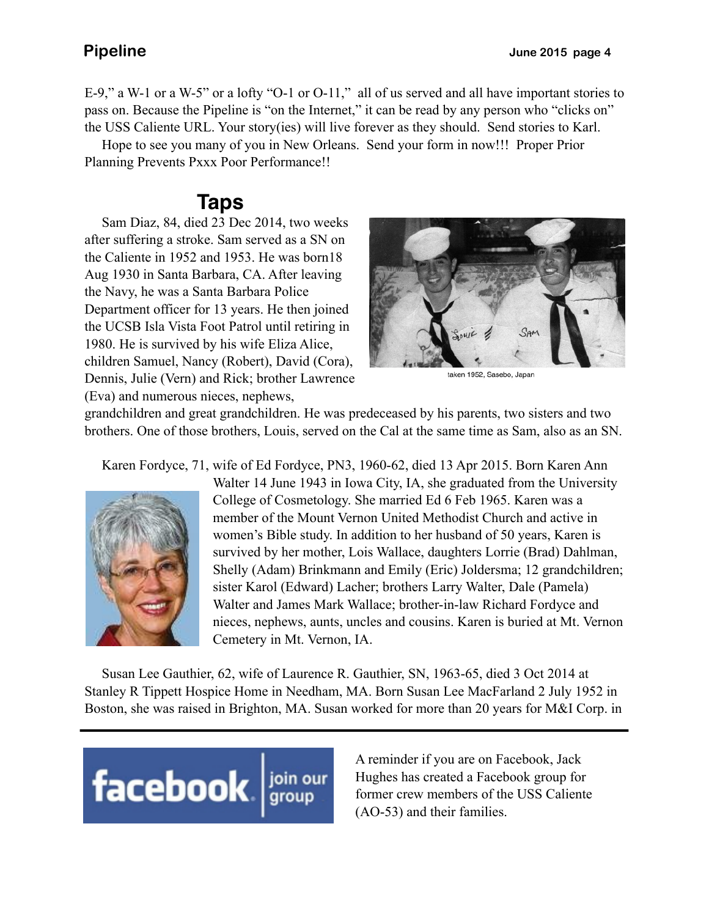E-9," a W-1 or a W-5" or a lofty "O-1 or O-11," all of us served and all have important stories to pass on. Because the Pipeline is "on the Internet," it can be read by any person who "clicks on" the USS Caliente URL. Your story(ies) will live forever as they should. Send stories to Karl.

Hope to see you many of you in New Orleans. Send your form in now!!! Proper Prior Planning Prevents Pxxx Poor Performance!!

## Taps

Sam Diaz, 84, died 23 Dec 2014, two weeks after suffering a stroke. Sam served as a SN on the Caliente in 1952 and 1953. He was born18 Aug 1930 in Santa Barbara, CA. After leaving the Navy, he was a Santa Barbara Police Department officer for 13 years. He then joined the UCSB Isla Vista Foot Patrol until retiring in 1980. He is survived by his wife Eliza Alice, children Samuel, Nancy (Robert), David (Cora), Dennis, Julie (Vern) and Rick; brother Lawrence (Eva) and numerous nieces, nephews, grandchildren and great grandchildren. He was predeceased by his parents, two sisters and two brothers. One of those brothers, Louis, served on the Cal at the same time as Sam, also as an SN.

taken 1952, Sasebo, Japan

Karen Fordyce, 71, wife of Ed Fordyce, PN3, 1960-62, died 13 Apr 2015. Born Karen Ann Walter 14 June 1943 in Iowa City, IA, she graduated from the University College of Cosmetology. She married Ed 6 Feb 1965. Karen was a member of the Mount Vernon United Methodist Church and active in women's Bible study. In addition to her husband of 50 years, Karen is survived by her mother, Lois Wallace, daughters Lorrie (Brad) Dahlman, Shelly (Adam) Brinkmann and Emily (Eric) Joldersma; 12 grandchildren; sister Karol (Edward) Lacher; brothers Larry Walter, Dale (Pamela) Walter and James Mark Wallace; brother-in-law Richard Fordyce and nieces, nephews, aunts, uncles and cousins. Karen is buried at Mt. Vernon Cemetery in Mt. Vernon, IA.

Susan Lee Gauthier, 62, wife of Laurence R. Gauthier, SN, 1963-65, died 3 Oct 2014 at Stanley R Tippett Hospice Home in Needham, MA. Born Susan Lee MacFarland 2 July 1952 in Boston, she was raised in Brighton, MA. Susan worked for more than 20 years for M&I Corp. in

---

facebook | join our group

A reminder if you are on Facebook, Jack Hughes has created a Facebook group for former crew members of the USS Caliente (AO-53) and their families.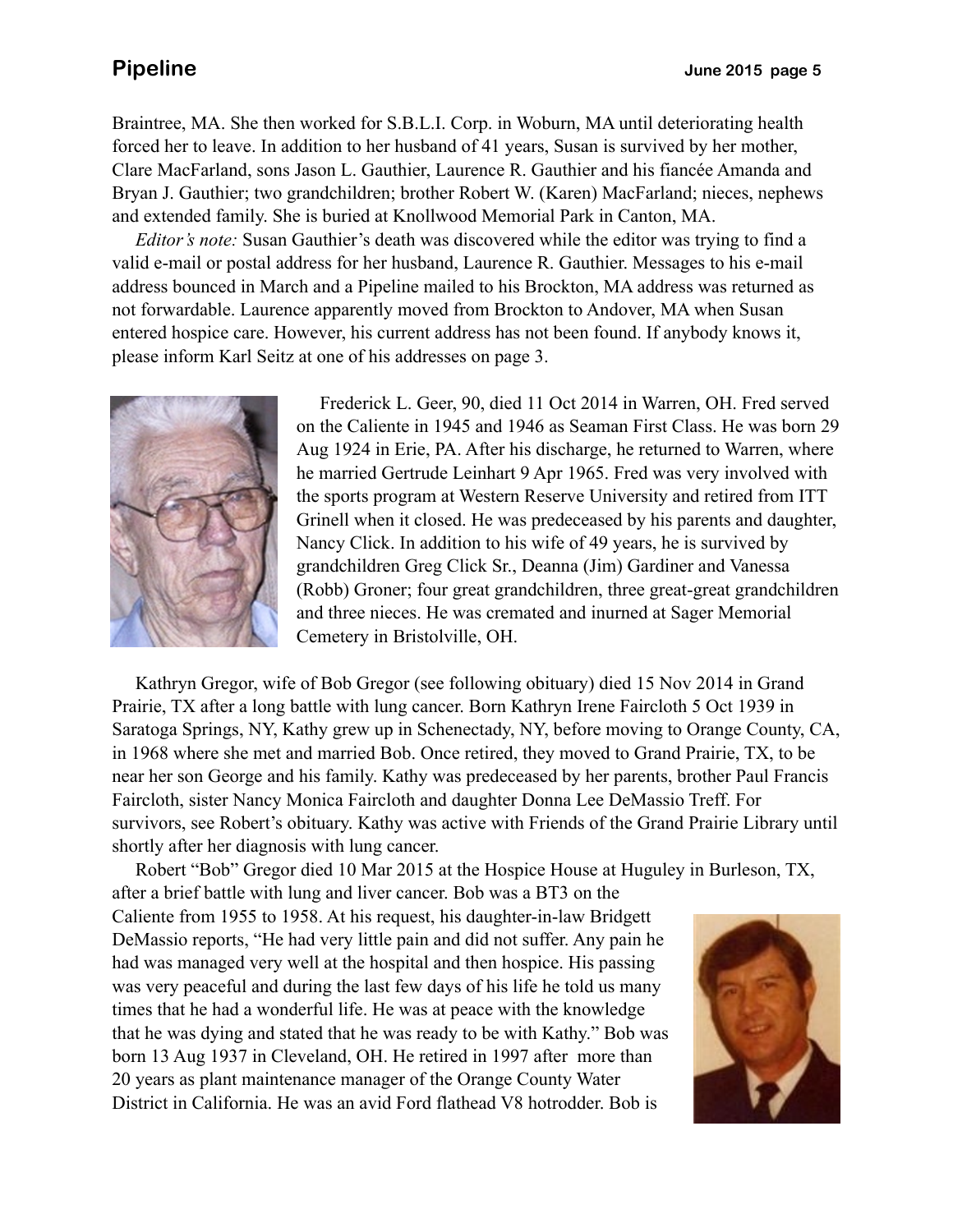Braintree, MA. She then worked for S.B.L.I. Corp. in Woburn, MA until deteriorating health forced her to leave. In addition to her husband of 41 years, Susan is survived by her mother, Clare MacFarland, sons Jason L. Gauthier, Laurence R. Gauthier and his fiancée Amanda and Bryan J. Gauthier; two grandchildren; brother Robert W. (Karen) MacFarland; nieces, nephews and extended family. She is buried at Knollwood Memorial Park in Canton, MA.

*Editor's note:* Susan Gauthier's death was discovered while the editor was trying to find a valid e-mail or postal address for her husband, Laurence R. Gauthier. Messages to his e-mail address bounced in March and a Pipeline mailed to his Brockton, MA address was returned as not forwardable. Laurence apparently moved from Brockton to Andover, MA when Susan entered hospice care. However, his current address has not been found. If anybody knows it, please inform Karl Seitz at one of his addresses on page 3.

Frederick L. Geer, 90, died 11 Oct 2014 in Warren, OH. Fred served on the Caliente in 1945 and 1946 as Seaman First Class. He was born 29 Aug 1924 in Erie, PA. After his discharge, he returned to Warren, where he married Gertrude Leinhart 9 Apr 1965. Fred was very involved with the sports program at Western Reserve University and retired from ITT Grinell when it closed. He was predeceased by his parents and daughter, Nancy Click. In addition to his wife of 49 years, he is survived by grandchildren Greg Click Sr., Deanna (Jim) Gardiner and Vanessa (Robb) Groner; four great grandchildren, three great-great grandchildren and three nieces. He was cremated and inurned at Sager Memorial Cemetery in Bristolville, OH.

Kathryn Gregor, wife of Bob Gregor (see following obituary) died 15 Nov 2014 in Grand Prairie, TX after a long battle with lung cancer. Born Kathryn Irene Faircloth 5 Oct 1939 in Saratoga Springs, NY, Kathy grew up in Schenectady, NY, before moving to Orange County, CA, in 1968 where she met and married Bob. Once retired, they moved to Grand Prairie, TX, to be near her son George and his family. Kathy was predeceased by her parents, brother Paul Francis Faircloth, sister Nancy Monica Faircloth and daughter Donna Lee DeMassio Treff. For survivors, see Robert's obituary. Kathy was active with Friends of the Grand Prairie Library until shortly after her diagnosis with lung cancer.

Robert "Bob" Gregor died 10 Mar 2015 at the Hospice House at Huguley in Burleson, TX, after a brief battle with lung and liver cancer. Bob was a BT3 on the Caliente from 1955 to 1958. At his request, his daughter-in-law Bridgett DeMassio reports, "He had very little pain and did not suffer. Any pain he had was managed very well at the hospital and then hospice. His passing was very peaceful and during the last few days of his life he told us many times that he had a wonderful life. He was at peace with the knowledge that he was dying and stated that he was ready to be with Kathy." Bob was born 13 Aug 1937 in Cleveland, OH. He retired in 1997 after more than 20 years as plant maintenance manager of the Orange County Water District in California. He was an avid Ford flathead V8 hotrodder. Bob is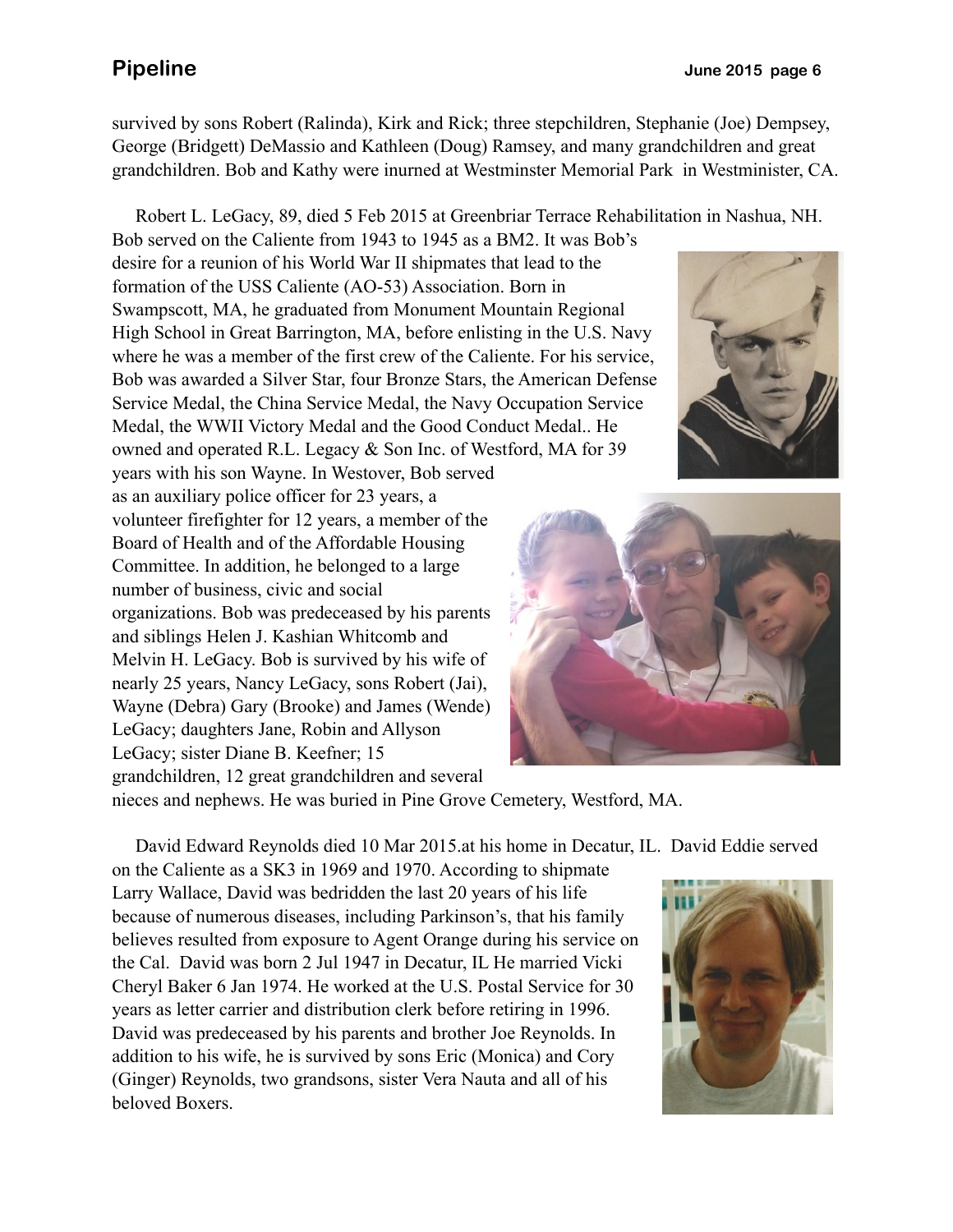survived by sons Robert (Ralinda), Kirk and Rick; three stepchildren, Stephanie (Joe) Dempsey, George (Bridgett) DeMassio and Kathleen (Doug) Ramsey, and many grandchildren and great grandchildren. Bob and Kathy were inurned at Westminster Memorial Park in Westminister, CA.

Robert L. LeGacy, 89, died 5 Feb 2015 at Greenbriar Terrace Rehabilitation in Nashua, NH. Bob served on the Caliente from 1943 to 1945 as a BM2. It was Bob's desire for a reunion of his World War II shipmates that lead to the formation of the USS Caliente (AO-53) Association. Born in Swampscott, MA, he graduated from Monument Mountain Regional High School in Great Barrington, MA, before enlisting in the U.S. Navy where he was a member of the first crew of the Caliente. For his service, Bob was awarded a Silver Star, four Bronze Stars, the American Defense Service Medal, the China Service Medal, the Navy Occupation Service Medal, the WWII Victory Medal and the Good Conduct Medal.. He owned and operated R.L. Legacy & Son Inc. of Westford, MA for 39 years with his son Wayne. In Westover, Bob served as an auxiliary police officer for 23 years, a volunteer firefighter for 12 years, a member of the Board of Health and of the Affordable Housing Committee. In addition, he belonged to a large number of business, civic and social organizations. Bob was predeceased by his parents and siblings Helen J. Kashian Whitcomb and Melvin H. LeGacy. Bob is survived by his wife of nearly 25 years, Nancy LeGacy, sons Robert (Jai), Wayne (Debra) Gary (Brooke) and James (Wende) LeGacy; daughters Jane, Robin and Allyson LeGacy; sister Diane B. Keefner; 15 grandchildren, 12 great grandchildren and several nieces and nephews. He was buried in Pine Grove Cemetery, Westford, MA.

David Edward Reynolds died 10 Mar 2015.at his home in Decatur, IL. David Eddie served on the Caliente as a SK3 in 1969 and 1970. According to shipmate Larry Wallace, David was bedridden the last 20 years of his life because of numerous diseases, including Parkinson's, that his family believes resulted from exposure to Agent Orange during his service on the Cal. David was born 2 Jul 1947 in Decatur, IL He married Vicki Cheryl Baker 6 Jan 1974. He worked at the U.S. Postal Service for 30 years as letter carrier and distribution clerk before retiring in 1996. David was predeceased by his parents and brother Joe Reynolds. In addition to his wife, he is survived by sons Eric (Monica) and Cory (Ginger) Reynolds, two grandsons, sister Vera Nauta and all of his beloved Boxers.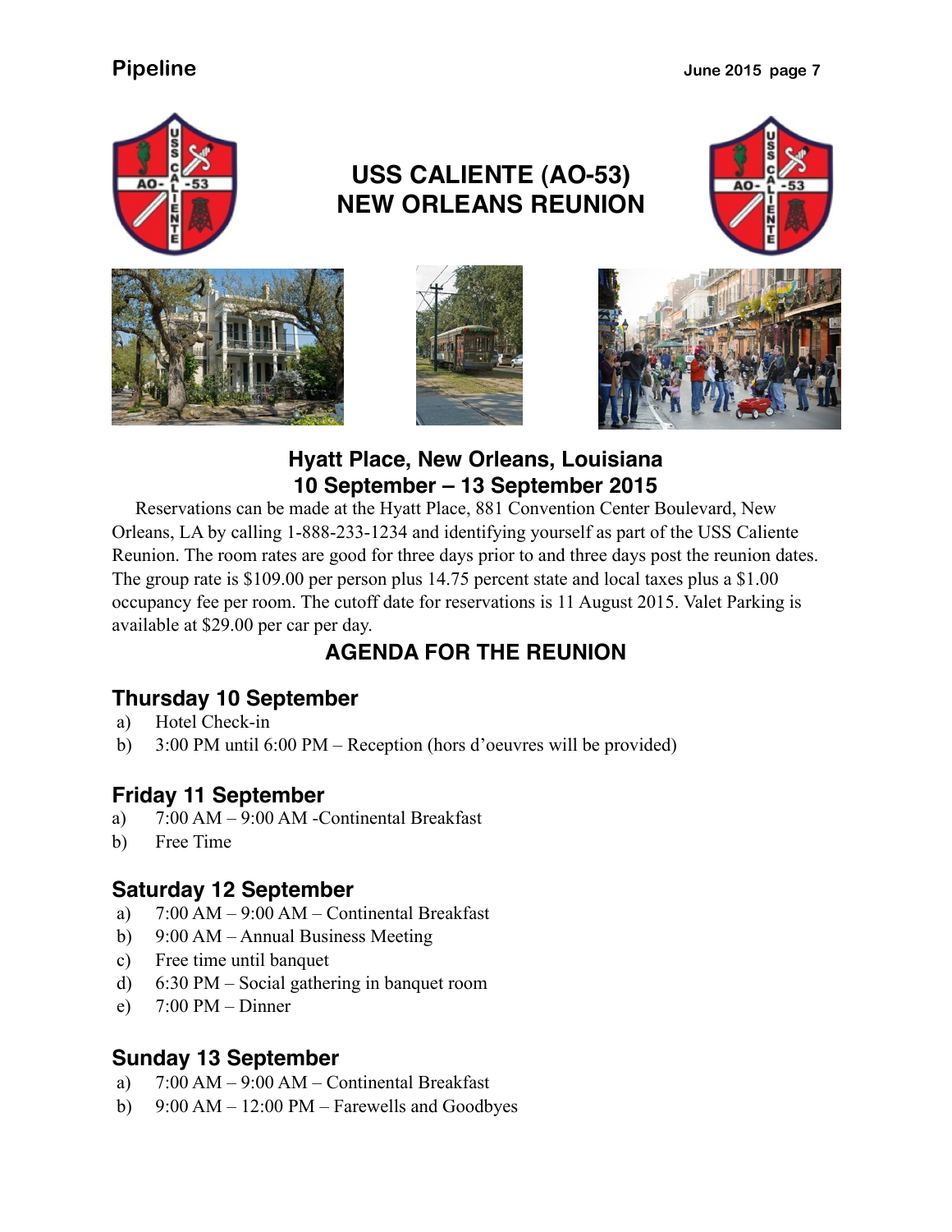# USS CALIENTE (AO-53) NEW ORLEANS REUNION

## Hyatt Place, New Orleans, Louisiana
## 10 September – 13 September 2015

Reservations can be made at the Hyatt Place, 881 Convention Center Boulevard, New Orleans, LA by calling 1-888-233-1234 and identifying yourself as part of the USS Caliente Reunion. The room rates are good for three days prior to and three days post the reunion dates. The group rate is $109.00 per person plus 14.75 percent state and local taxes plus a $1.00 occupancy fee per room. The cutoff date for reservations is 11 August 2015. Valet Parking is available at $29.00 per car per day.

## AGENDA FOR THE REUNION

### Thursday 10 September

a) Hotel Check-in
b) 3:00 PM until 6:00 PM – Reception (hors d'oeuvres will be provided)

### Friday 11 September

a) 7:00 AM – 9:00 AM -Continental Breakfast
b) Free Time

### Saturday 12 September

a) 7:00 AM – 9:00 AM – Continental Breakfast
b) 9:00 AM – Annual Business Meeting
c) Free time until banquet
d) 6:30 PM – Social gathering in banquet room
e) 7:00 PM – Dinner

### Sunday 13 September

a) 7:00 AM – 9:00 AM – Continental Breakfast
b) 9:00 AM – 12:00 PM – Farewells and Goodbyes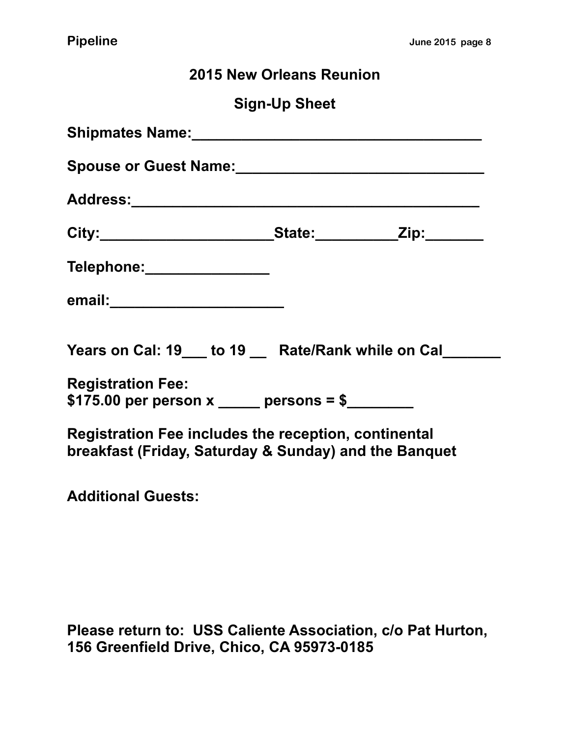## 2015 New Orleans Reunion

## Sign-Up Sheet

**Shipmates Name:___________________________________**

**Spouse or Guest Name:______________________________**

**Address:__________________________________________**

**City:_____________________State:__________Zip:_______**

**Telephone:_______________**

**email:_____________________**

**Years on Cal: 19___ to 19 __   Rate/Rank while on Cal_______**

**Registration Fee:**
**$175.00 per person x _____ persons = $________**

**Registration Fee includes the reception, continental breakfast (Friday, Saturday & Sunday) and the Banquet**

**Additional Guests:**

**Please return to: USS Caliente Association, c/o Pat Hurton, 156 Greenfield Drive, Chico, CA 95973-0185**